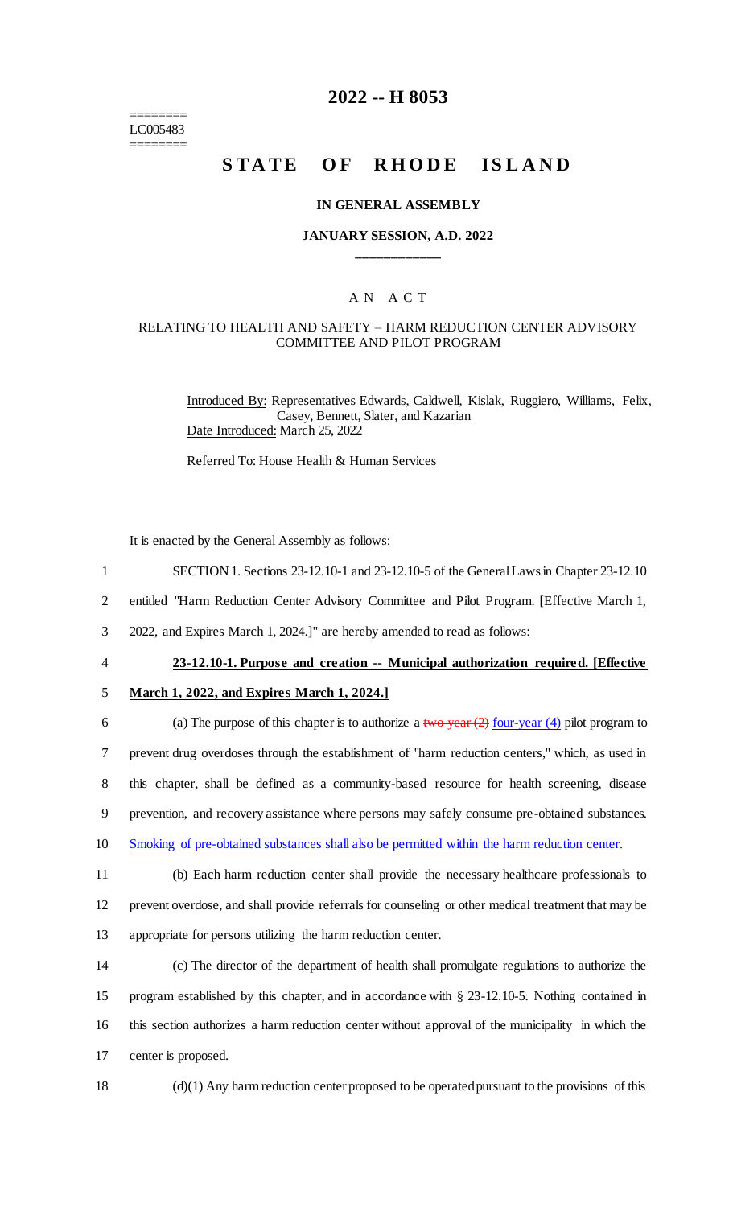========
LC005483
========

# 2022 -- H 8053

## STATE OF RHODE ISLAND

### IN GENERAL ASSEMBLY

### JANUARY SESSION, A.D. 2022

____________

A N A C T

RELATING TO HEALTH AND SAFETY – HARM REDUCTION CENTER ADVISORY COMMITTEE AND PILOT PROGRAM

Introduced By: Representatives Edwards, Caldwell, Kislak, Ruggiero, Williams, Felix, Casey, Bennett, Slater, and Kazarian

Date Introduced: March 25, 2022

Referred To: House Health & Human Services

It is enacted by the General Assembly as follows:

1 SECTION 1. Sections 23-12.10-1 and 23-12.10-5 of the General Laws in Chapter 23-12.10
2 entitled "Harm Reduction Center Advisory Committee and Pilot Program. [Effective March 1,
3 2022, and Expires March 1, 2024.]" are hereby amended to read as follows:

4 **23-12.10-1. Purpose and creation -- Municipal authorization required. [Effective**
5 **March 1, 2022, and Expires March 1, 2024.]**

6 (a) The purpose of this chapter is to authorize a ~~two-year (2)~~ four-year (4) pilot program to
7 prevent drug overdoses through the establishment of "harm reduction centers," which, as used in
8 this chapter, shall be defined as a community-based resource for health screening, disease
9 prevention, and recovery assistance where persons may safely consume pre-obtained substances.
10 Smoking of pre-obtained substances shall also be permitted within the harm reduction center.

11 (b) Each harm reduction center shall provide the necessary healthcare professionals to
12 prevent overdose, and shall provide referrals for counseling or other medical treatment that may be
13 appropriate for persons utilizing the harm reduction center.

14 (c) The director of the department of health shall promulgate regulations to authorize the
15 program established by this chapter, and in accordance with § 23-12.10-5. Nothing contained in
16 this section authorizes a harm reduction center without approval of the municipality in which the
17 center is proposed.

18 (d)(1) Any harm reduction center proposed to be operated pursuant to the provisions of this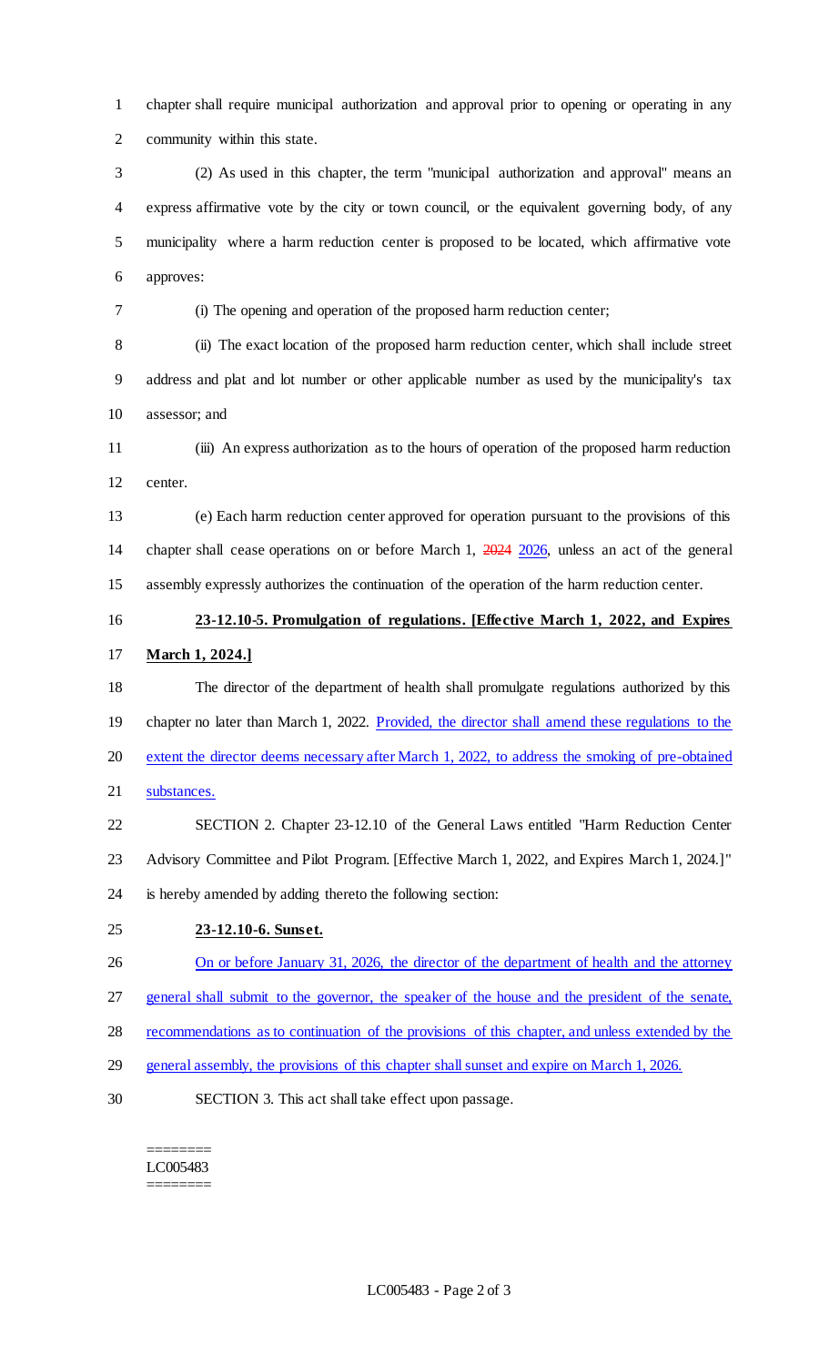chapter shall require municipal authorization and approval prior to opening or operating in any community within this state.

(2) As used in this chapter, the term "municipal authorization and approval" means an express affirmative vote by the city or town council, or the equivalent governing body, of any municipality where a harm reduction center is proposed to be located, which affirmative vote approves:

(i) The opening and operation of the proposed harm reduction center;

(ii) The exact location of the proposed harm reduction center, which shall include street address and plat and lot number or other applicable number as used by the municipality's tax assessor; and

(iii) An express authorization as to the hours of operation of the proposed harm reduction center.

(e) Each harm reduction center approved for operation pursuant to the provisions of this chapter shall cease operations on or before March 1, ~~2024~~ 2026, unless an act of the general assembly expressly authorizes the continuation of the operation of the harm reduction center.

**23-12.10-5. Promulgation of regulations. [Effective March 1, 2022, and Expires March 1, 2024.]**

The director of the department of health shall promulgate regulations authorized by this chapter no later than March 1, 2022. Provided, the director shall amend these regulations to the extent the director deems necessary after March 1, 2022, to address the smoking of pre-obtained substances.

SECTION 2. Chapter 23-12.10 of the General Laws entitled "Harm Reduction Center Advisory Committee and Pilot Program. [Effective March 1, 2022, and Expires March 1, 2024.]" is hereby amended by adding thereto the following section:

**23-12.10-6. Sunset.**

On or before January 31, 2026, the director of the department of health and the attorney general shall submit to the governor, the speaker of the house and the president of the senate, recommendations as to continuation of the provisions of this chapter, and unless extended by the general assembly, the provisions of this chapter shall sunset and expire on March 1, 2026.

SECTION 3. This act shall take effect upon passage.

========
LC005483
========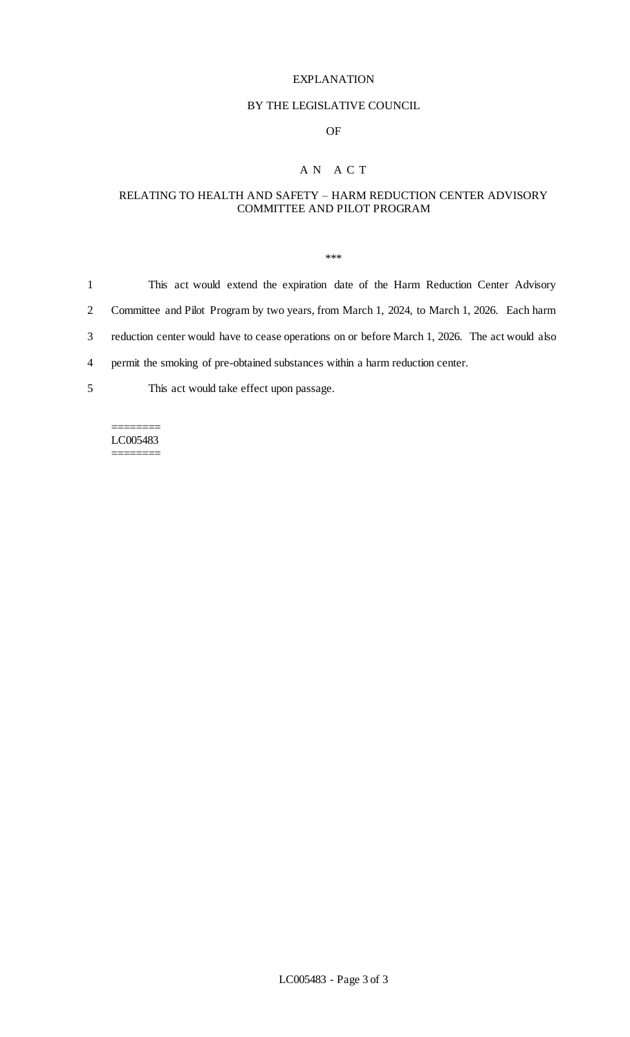EXPLANATION

BY THE LEGISLATIVE COUNCIL

OF

A N A C T

RELATING TO HEALTH AND SAFETY – HARM REDUCTION CENTER ADVISORY COMMITTEE AND PILOT PROGRAM

\*\*\*

This act would extend the expiration date of the Harm Reduction Center Advisory Committee and Pilot Program by two years, from March 1, 2024, to March 1, 2026. Each harm reduction center would have to cease operations on or before March 1, 2026. The act would also permit the smoking of pre-obtained substances within a harm reduction center.

This act would take effect upon passage.

========
LC005483
========